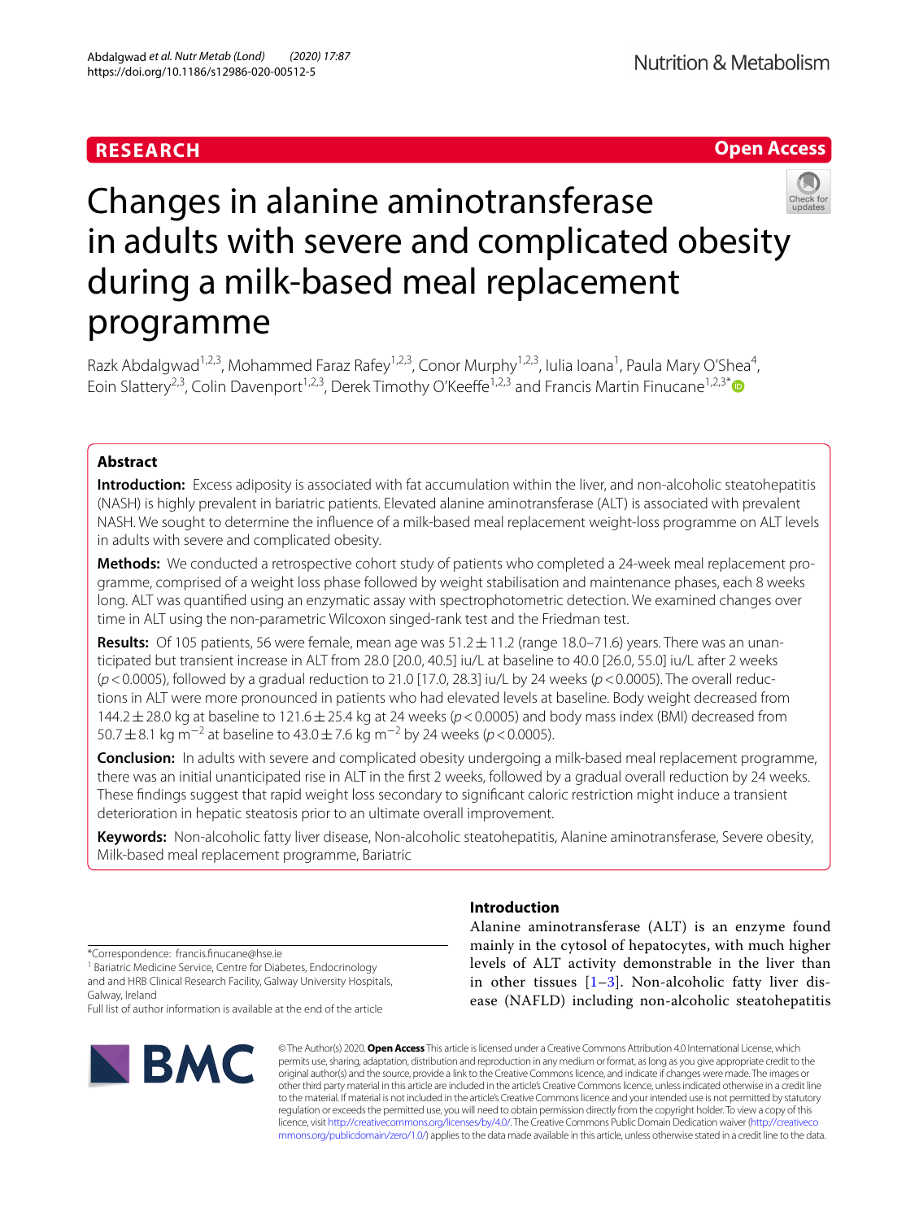RESEARCH

Open Access

# Changes in alanine aminotransferase in adults with severe and complicated obesity during a milk-based meal replacement programme

Razk Abdalgwad[1,2,3], Mohammed Faraz Rafey[1,2,3], Conor Murphy[1,2,3], Iulia Ioana[1], Paula Mary O'Shea[4], Eoin Slattery[2,3], Colin Davenport[1,2,3], Derek Timothy O'Keeffe[1,2,3] and Francis Martin Finucane[1,2,3*]

## Abstract

**Introduction:** Excess adiposity is associated with fat accumulation within the liver, and non-alcoholic steatohepatitis (NASH) is highly prevalent in bariatric patients. Elevated alanine aminotransferase (ALT) is associated with prevalent NASH. We sought to determine the influence of a milk-based meal replacement weight-loss programme on ALT levels in adults with severe and complicated obesity.

**Methods:** We conducted a retrospective cohort study of patients who completed a 24-week meal replacement programme, comprised of a weight loss phase followed by weight stabilisation and maintenance phases, each 8 weeks long. ALT was quantified using an enzymatic assay with spectrophotometric detection. We examined changes over time in ALT using the non-parametric Wilcoxon singed-rank test and the Friedman test.

**Results:** Of 105 patients, 56 were female, mean age was $51.2 \pm 11.2$ (range 18.0–71.6) years. There was an unanticipated but transient increase in ALT from 28.0 [20.0, 40.5] iu/L at baseline to 40.0 [26.0, 55.0] iu/L after 2 weeks ($p < 0.0005$), followed by a gradual reduction to 21.0 [17.0, 28.3] iu/L by 24 weeks ($p < 0.0005$). The overall reductions in ALT were more pronounced in patients who had elevated levels at baseline. Body weight decreased from $144.2 \pm 28.0$ kg at baseline to $121.6 \pm 25.4$ kg at 24 weeks ($p < 0.0005$) and body mass index (BMI) decreased from $50.7 \pm 8.1$ kg $m^{-2}$ at baseline to $43.0 \pm 7.6$ kg $m^{-2}$ by 24 weeks ($p < 0.0005$).

**Conclusion:** In adults with severe and complicated obesity undergoing a milk-based meal replacement programme, there was an initial unanticipated rise in ALT in the first 2 weeks, followed by a gradual overall reduction by 24 weeks. These findings suggest that rapid weight loss secondary to significant caloric restriction might induce a transient deterioration in hepatic steatosis prior to an ultimate overall improvement.

**Keywords:** Non-alcoholic fatty liver disease, Non-alcoholic steatohepatitis, Alanine aminotransferase, Severe obesity, Milk-based meal replacement programme, Bariatric

## Introduction

Alanine aminotransferase (ALT) is an enzyme found mainly in the cytosol of hepatocytes, with much higher levels of ALT activity demonstrable in the liver than in other tissues [1–3]. Non-alcoholic fatty liver disease (NAFLD) including non-alcoholic steatohepatitis

*Correspondence: francis.finucane@hse.ie
[1] Bariatric Medicine Service, Centre for Diabetes, Endocrinology and and HRB Clinical Research Facility, Galway University Hospitals, Galway, Ireland
Full list of author information is available at the end of the article

© The Author(s) 2020. **Open Access** This article is licensed under a Creative Commons Attribution 4.0 International License, which permits use, sharing, adaptation, distribution and reproduction in any medium or format, as long as you give appropriate credit to the original author(s) and the source, provide a link to the Creative Commons licence, and indicate if changes were made. The images or other third party material in this article are included in the article's Creative Commons licence, unless indicated otherwise in a credit line to the material. If material is not included in the article's Creative Commons licence and your intended use is not permitted by statutory regulation or exceeds the permitted use, you will need to obtain permission directly from the copyright holder. To view a copy of this licence, visit http://creativecommons.org/licenses/by/4.0/. The Creative Commons Public Domain Dedication waiver (http://creativecommons.org/publicdomain/zero/1.0/) applies to the data made available in this article, unless otherwise stated in a credit line to the data.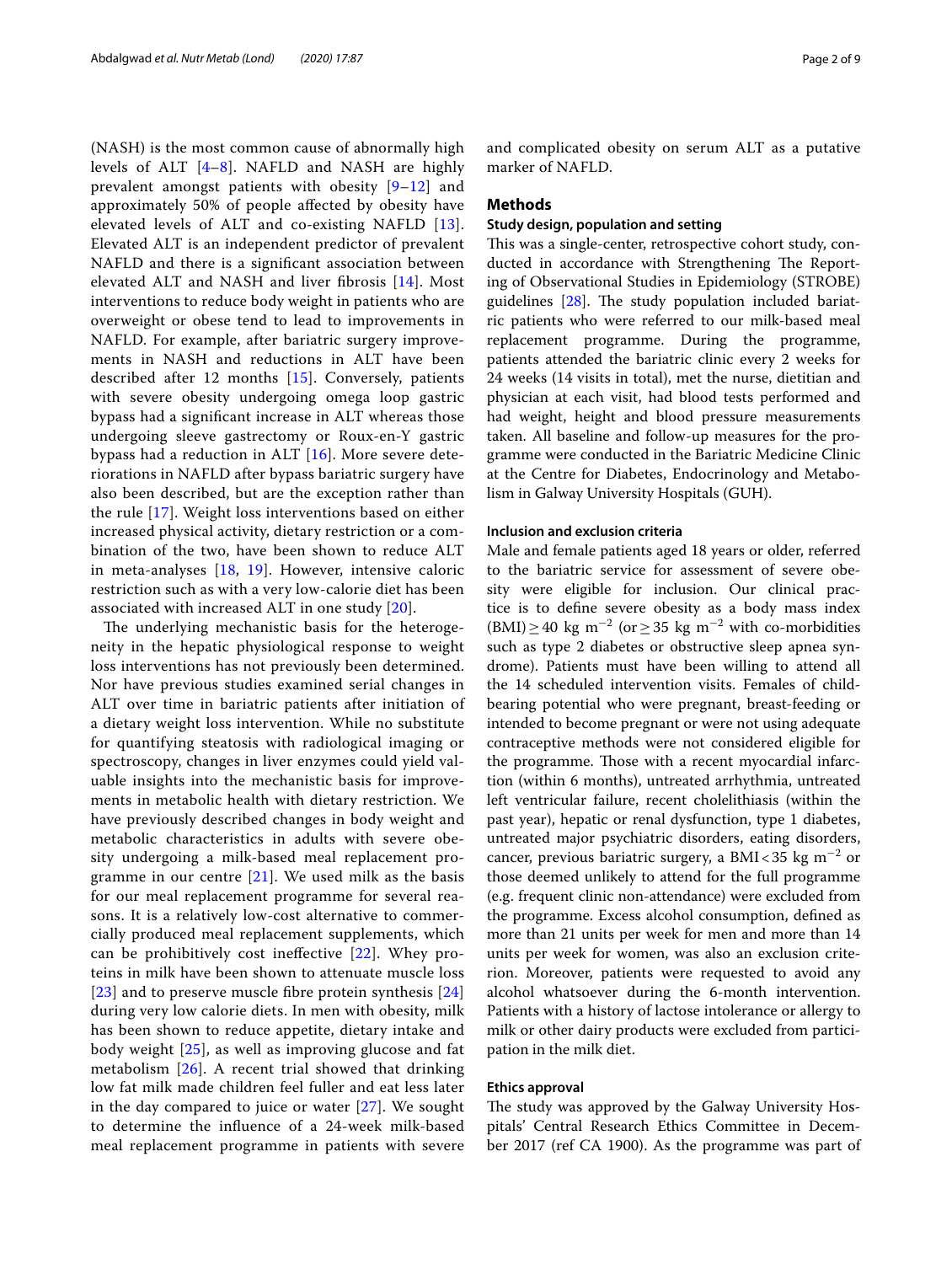(NASH) is the most common cause of abnormally high levels of ALT [4–8]. NAFLD and NASH are highly prevalent amongst patients with obesity [9–12] and approximately 50% of people affected by obesity have elevated levels of ALT and co-existing NAFLD [13]. Elevated ALT is an independent predictor of prevalent NAFLD and there is a significant association between elevated ALT and NASH and liver fibrosis [14]. Most interventions to reduce body weight in patients who are overweight or obese tend to lead to improvements in NAFLD. For example, after bariatric surgery improvements in NASH and reductions in ALT have been described after 12 months [15]. Conversely, patients with severe obesity undergoing omega loop gastric bypass had a significant increase in ALT whereas those undergoing sleeve gastrectomy or Roux-en-Y gastric bypass had a reduction in ALT [16]. More severe deteriorations in NAFLD after bypass bariatric surgery have also been described, but are the exception rather than the rule [17]. Weight loss interventions based on either increased physical activity, dietary restriction or a combination of the two, have been shown to reduce ALT in meta-analyses [18, 19]. However, intensive caloric restriction such as with a very low-calorie diet has been associated with increased ALT in one study [20].

The underlying mechanistic basis for the heterogeneity in the hepatic physiological response to weight loss interventions has not previously been determined. Nor have previous studies examined serial changes in ALT over time in bariatric patients after initiation of a dietary weight loss intervention. While no substitute for quantifying steatosis with radiological imaging or spectroscopy, changes in liver enzymes could yield valuable insights into the mechanistic basis for improvements in metabolic health with dietary restriction. We have previously described changes in body weight and metabolic characteristics in adults with severe obesity undergoing a milk-based meal replacement programme in our centre [21]. We used milk as the basis for our meal replacement programme for several reasons. It is a relatively low-cost alternative to commercially produced meal replacement supplements, which can be prohibitively cost ineffective [22]. Whey proteins in milk have been shown to attenuate muscle loss [23] and to preserve muscle fibre protein synthesis [24] during very low calorie diets. In men with obesity, milk has been shown to reduce appetite, dietary intake and body weight [25], as well as improving glucose and fat metabolism [26]. A recent trial showed that drinking low fat milk made children feel fuller and eat less later in the day compared to juice or water [27]. We sought to determine the influence of a 24-week milk-based meal replacement programme in patients with severe and complicated obesity on serum ALT as a putative marker of NAFLD.

## Methods

### Study design, population and setting

This was a single-center, retrospective cohort study, conducted in accordance with Strengthening The Reporting of Observational Studies in Epidemiology (STROBE) guidelines [28]. The study population included bariatric patients who were referred to our milk-based meal replacement programme. During the programme, patients attended the bariatric clinic every 2 weeks for 24 weeks (14 visits in total), met the nurse, dietitian and physician at each visit, had blood tests performed and had weight, height and blood pressure measurements taken. All baseline and follow-up measures for the programme were conducted in the Bariatric Medicine Clinic at the Centre for Diabetes, Endocrinology and Metabolism in Galway University Hospitals (GUH).

### Inclusion and exclusion criteria

Male and female patients aged 18 years or older, referred to the bariatric service for assessment of severe obesity were eligible for inclusion. Our clinical practice is to define severe obesity as a body mass index (BMI) $\geq 40$ kg m$^{-2}$ (or $\geq 35$ kg m$^{-2}$ with co-morbidities such as type 2 diabetes or obstructive sleep apnea syndrome). Patients must have been willing to attend all the 14 scheduled intervention visits. Females of childbearing potential who were pregnant, breast-feeding or intended to become pregnant or were not using adequate contraceptive methods were not considered eligible for the programme. Those with a recent myocardial infarction (within 6 months), untreated arrhythmia, untreated left ventricular failure, recent cholelithiasis (within the past year), hepatic or renal dysfunction, type 1 diabetes, untreated major psychiatric disorders, eating disorders, cancer, previous bariatric surgery, a BMI $< 35$ kg m$^{-2}$ or those deemed unlikely to attend for the full programme (e.g. frequent clinic non-attendance) were excluded from the programme. Excess alcohol consumption, defined as more than 21 units per week for men and more than 14 units per week for women, was also an exclusion criterion. Moreover, patients were requested to avoid any alcohol whatsoever during the 6-month intervention. Patients with a history of lactose intolerance or allergy to milk or other dairy products were excluded from participation in the milk diet.

### Ethics approval

The study was approved by the Galway University Hospitals' Central Research Ethics Committee in December 2017 (ref CA 1900). As the programme was part of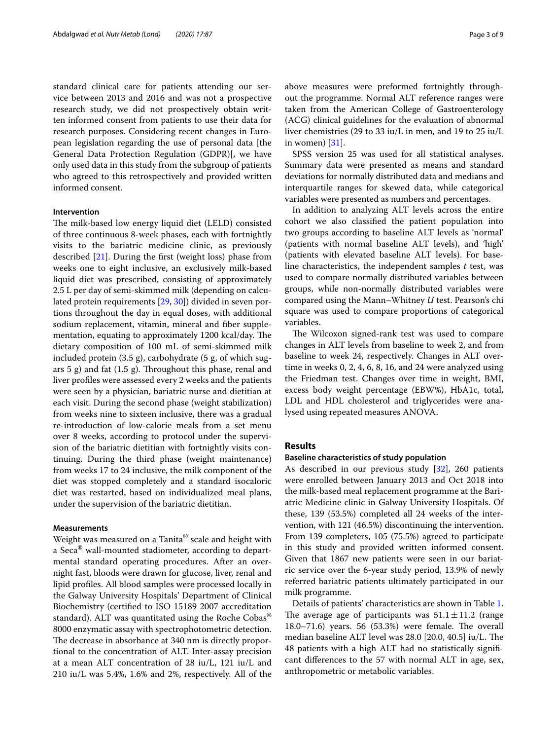standard clinical care for patients attending our service between 2013 and 2016 and was not a prospective research study, we did not prospectively obtain written informed consent from patients to use their data for research purposes. Considering recent changes in European legislation regarding the use of personal data [the General Data Protection Regulation (GDPR)[, we have only used data in this study from the subgroup of patients who agreed to this retrospectively and provided written informed consent.

### Intervention

The milk-based low energy liquid diet (LELD) consisted of three continuous 8-week phases, each with fortnightly visits to the bariatric medicine clinic, as previously described [21]. During the first (weight loss) phase from weeks one to eight inclusive, an exclusively milk-based liquid diet was prescribed, consisting of approximately 2.5 L per day of semi-skimmed milk (depending on calculated protein requirements [29, 30]) divided in seven portions throughout the day in equal doses, with additional sodium replacement, vitamin, mineral and fiber supplementation, equating to approximately 1200 kcal/day. The dietary composition of 100 mL of semi-skimmed milk included protein (3.5 g), carbohydrate (5 g, of which sugars 5 g) and fat (1.5 g). Throughout this phase, renal and liver profiles were assessed every 2 weeks and the patients were seen by a physician, bariatric nurse and dietitian at each visit. During the second phase (weight stabilization) from weeks nine to sixteen inclusive, there was a gradual re-introduction of low-calorie meals from a set menu over 8 weeks, according to protocol under the supervision of the bariatric dietitian with fortnightly visits continuing. During the third phase (weight maintenance) from weeks 17 to 24 inclusive, the milk component of the diet was stopped completely and a standard isocaloric diet was restarted, based on individualized meal plans, under the supervision of the bariatric dietitian.

### Measurements

Weight was measured on a Tanita® scale and height with a Seca® wall-mounted stadiometer, according to departmental standard operating procedures. After an overnight fast, bloods were drawn for glucose, liver, renal and lipid profiles. All blood samples were processed locally in the Galway University Hospitals' Department of Clinical Biochemistry (certified to ISO 15189 2007 accreditation standard). ALT was quantitated using the Roche Cobas® 8000 enzymatic assay with spectrophotometric detection. The decrease in absorbance at 340 nm is directly proportional to the concentration of ALT. Inter-assay precision at a mean ALT concentration of 28 iu/L, 121 iu/L and 210 iu/L was 5.4%, 1.6% and 2%, respectively. All of the above measures were preformed fortnightly throughout the programme. Normal ALT reference ranges were taken from the American College of Gastroenterology (ACG) clinical guidelines for the evaluation of abnormal liver chemistries (29 to 33 iu/L in men, and 19 to 25 iu/L in women) [31].

SPSS version 25 was used for all statistical analyses. Summary data were presented as means and standard deviations for normally distributed data and medians and interquartile ranges for skewed data, while categorical variables were presented as numbers and percentages.

In addition to analyzing ALT levels across the entire cohort we also classified the patient population into two groups according to baseline ALT levels as 'normal' (patients with normal baseline ALT levels), and 'high' (patients with elevated baseline ALT levels). For baseline characteristics, the independent samples *t* test, was used to compare normally distributed variables between groups, while non-normally distributed variables were compared using the Mann–Whitney *U* test. Pearson's chi square was used to compare proportions of categorical variables.

The Wilcoxon signed-rank test was used to compare changes in ALT levels from baseline to week 2, and from baseline to week 24, respectively. Changes in ALT overtime in weeks 0, 2, 4, 6, 8, 16, and 24 were analyzed using the Friedman test. Changes over time in weight, BMI, excess body weight percentage (EBW%), HbA1c, total, LDL and HDL cholesterol and triglycerides were analysed using repeated measures ANOVA.

## Results

### Baseline characteristics of study population

As described in our previous study [32], 260 patients were enrolled between January 2013 and Oct 2018 into the milk-based meal replacement programme at the Bariatric Medicine clinic in Galway University Hospitals. Of these, 139 (53.5%) completed all 24 weeks of the intervention, with 121 (46.5%) discontinuing the intervention. From 139 completers, 105 (75.5%) agreed to participate in this study and provided written informed consent. Given that 1867 new patients were seen in our bariatric service over the 6-year study period, 13.9% of newly referred bariatric patients ultimately participated in our milk programme.

Details of patients' characteristics are shown in Table 1. The average age of participants was $51.1 \pm 11.2$ (range 18.0–71.6) years. 56 (53.3%) were female. The overall median baseline ALT level was 28.0 [20.0, 40.5] iu/L. The 48 patients with a high ALT had no statistically significant differences to the 57 with normal ALT in age, sex, anthropometric or metabolic variables.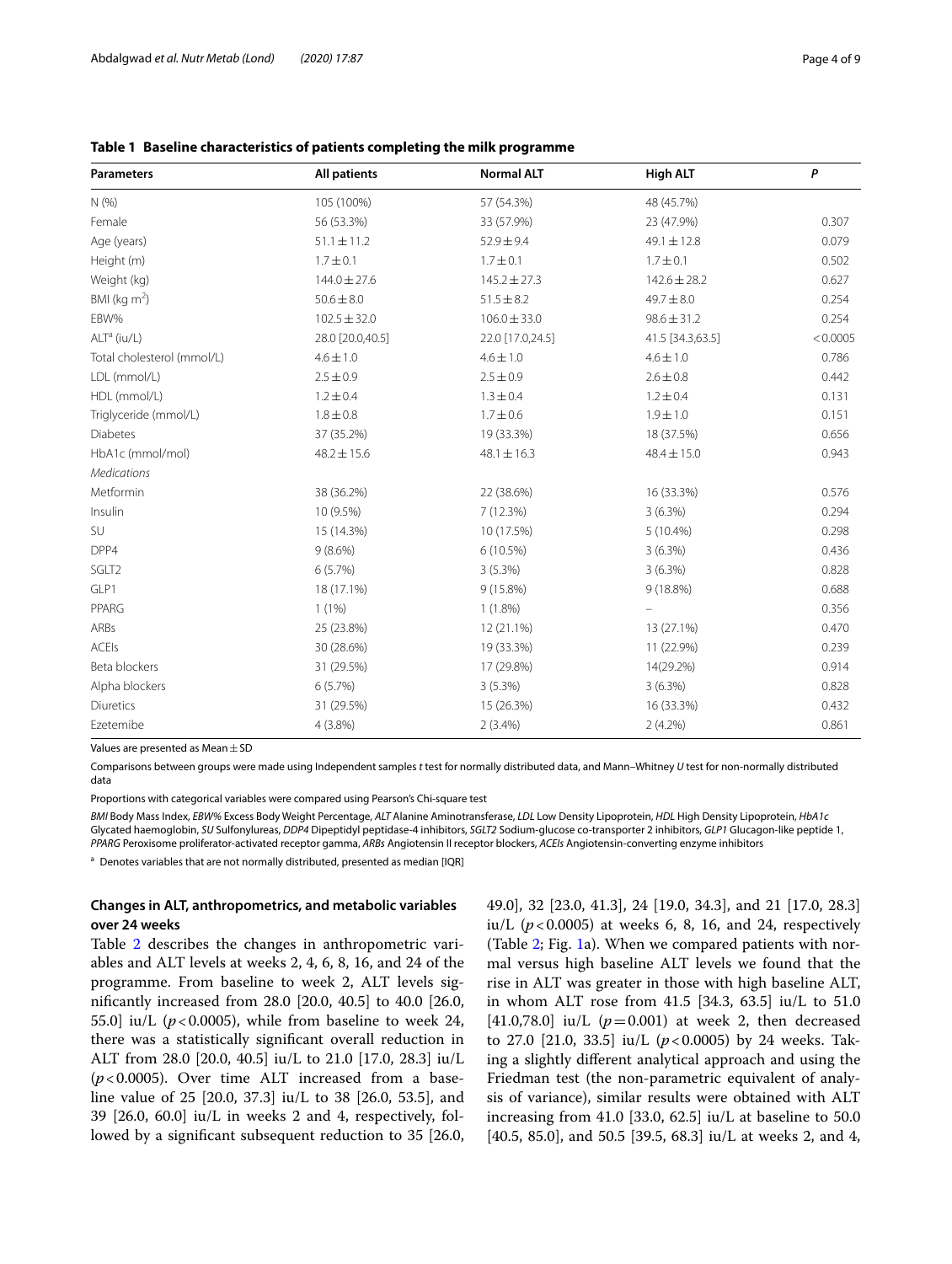**Table 1 Baseline characteristics of patients completing the milk programme**

| Parameters | All patients | Normal ALT | High ALT | *P* |
|---|---|---|---|---|
| N (%) | 105 (100%) | 57 (54.3%) | 48 (45.7%) | |
| Female | 56 (53.3%) | 33 (57.9%) | 23 (47.9%) | 0.307 |
| Age (years) | 51.1 ± 11.2 | 52.9 ± 9.4 | 49.1 ± 12.8 | 0.079 |
| Height (m) | 1.7 ± 0.1 | 1.7 ± 0.1 | 1.7 ± 0.1 | 0.502 |
| Weight (kg) | 144.0 ± 27.6 | 145.2 ± 27.3 | 142.6 ± 28.2 | 0.627 |
| BMI (kg m$^2$) | 50.6 ± 8.0 | 51.5 ± 8.2 | 49.7 ± 8.0 | 0.254 |
| EBW% | 102.5 ± 32.0 | 106.0 ± 33.0 | 98.6 ± 31.2 | 0.254 |
| ALT[a] (iu/L) | 28.0 [20.0,40.5] | 22.0 [17.0,24.5] | 41.5 [34.3,63.5] | < 0.0005 |
| Total cholesterol (mmol/L) | 4.6 ± 1.0 | 4.6 ± 1.0 | 4.6 ± 1.0 | 0.786 |
| LDL (mmol/L) | 2.5 ± 0.9 | 2.5 ± 0.9 | 2.6 ± 0.8 | 0.442 |
| HDL (mmol/L) | 1.2 ± 0.4 | 1.3 ± 0.4 | 1.2 ± 0.4 | 0.131 |
| Triglyceride (mmol/L) | 1.8 ± 0.8 | 1.7 ± 0.6 | 1.9 ± 1.0 | 0.151 |
| Diabetes | 37 (35.2%) | 19 (33.3%) | 18 (37.5%) | 0.656 |
| HbA1c (mmol/mol) | 48.2 ± 15.6 | 48.1 ± 16.3 | 48.4 ± 15.0 | 0.943 |
| *Medications* | | | | |
| Metformin | 38 (36.2%) | 22 (38.6%) | 16 (33.3%) | 0.576 |
| Insulin | 10 (9.5%) | 7 (12.3%) | 3 (6.3%) | 0.294 |
| SU | 15 (14.3%) | 10 (17.5%) | 5 (10.4%) | 0.298 |
| DPP4 | 9 (8.6%) | 6 (10.5%) | 3 (6.3%) | 0.436 |
| SGLT2 | 6 (5.7%) | 3 (5.3%) | 3 (6.3%) | 0.828 |
| GLP1 | 18 (17.1%) | 9 (15.8%) | 9 (18.8%) | 0.688 |
| PPARG | 1 (1%) | 1 (1.8%) | – | 0.356 |
| ARBs | 25 (23.8%) | 12 (21.1%) | 13 (27.1%) | 0.470 |
| ACEIs | 30 (28.6%) | 19 (33.3%) | 11 (22.9%) | 0.239 |
| Beta blockers | 31 (29.5%) | 17 (29.8%) | 14(29.2%) | 0.914 |
| Alpha blockers | 6 (5.7%) | 3 (5.3%) | 3 (6.3%) | 0.828 |
| Diuretics | 31 (29.5%) | 15 (26.3%) | 16 (33.3%) | 0.432 |
| Ezetemibe | 4 (3.8%) | 2 (3.4%) | 2 (4.2%) | 0.861 |

Values are presented as Mean ± SD

Comparisons between groups were made using Independent samples *t* test for normally distributed data, and Mann–Whitney *U* test for non-normally distributed data

Proportions with categorical variables were compared using Pearson's Chi-square test

*BMI* Body Mass Index, *EBW%* Excess Body Weight Percentage, *ALT* Alanine Aminotransferase, *LDL* Low Density Lipoprotein, *HDL* High Density Lipoprotein, *HbA1c* Glycated haemoglobin, *SU* Sulfonylureas, *DDP4* Dipeptidyl peptidase-4 inhibitors, *SGLT2* Sodium-glucose co-transporter 2 inhibitors, *GLP1* Glucagon-like peptide 1, *PPARG* Peroxisome proliferator-activated receptor gamma, *ARBs* Angiotensin II receptor blockers, *ACEIs* Angiotensin-converting enzyme inhibitors

[a] Denotes variables that are not normally distributed, presented as median [IQR]

## Changes in ALT, anthropometrics, and metabolic variables over 24 weeks

Table 2 describes the changes in anthropometric variables and ALT levels at weeks 2, 4, 6, 8, 16, and 24 of the programme. From baseline to week 2, ALT levels significantly increased from 28.0 [20.0, 40.5] to 40.0 [26.0, 55.0] iu/L ($p < 0.0005$), while from baseline to week 24, there was a statistically significant overall reduction in ALT from 28.0 [20.0, 40.5] iu/L to 21.0 [17.0, 28.3] iu/L ($p < 0.0005$). Over time ALT increased from a baseline value of 25 [20.0, 37.3] iu/L to 38 [26.0, 53.5], and 39 [26.0, 60.0] iu/L in weeks 2 and 4, respectively, followed by a significant subsequent reduction to 35 [26.0, 49.0], 32 [23.0, 41.3], 24 [19.0, 34.3], and 21 [17.0, 28.3] iu/L ($p < 0.0005$) at weeks 6, 8, 16, and 24, respectively (Table 2; Fig. 1a). When we compared patients with normal versus high baseline ALT levels we found that the rise in ALT was greater in those with high baseline ALT, in whom ALT rose from 41.5 [34.3, 63.5] iu/L to 51.0 [41.0,78.0] iu/L ($p = 0.001$) at week 2, then decreased to 27.0 [21.0, 33.5] iu/L ($p < 0.0005$) by 24 weeks. Taking a slightly different analytical approach and using the Friedman test (the non-parametric equivalent of analysis of variance), similar results were obtained with ALT increasing from 41.0 [33.0, 62.5] iu/L at baseline to 50.0 [40.5, 85.0], and 50.5 [39.5, 68.3] iu/L at weeks 2, and 4,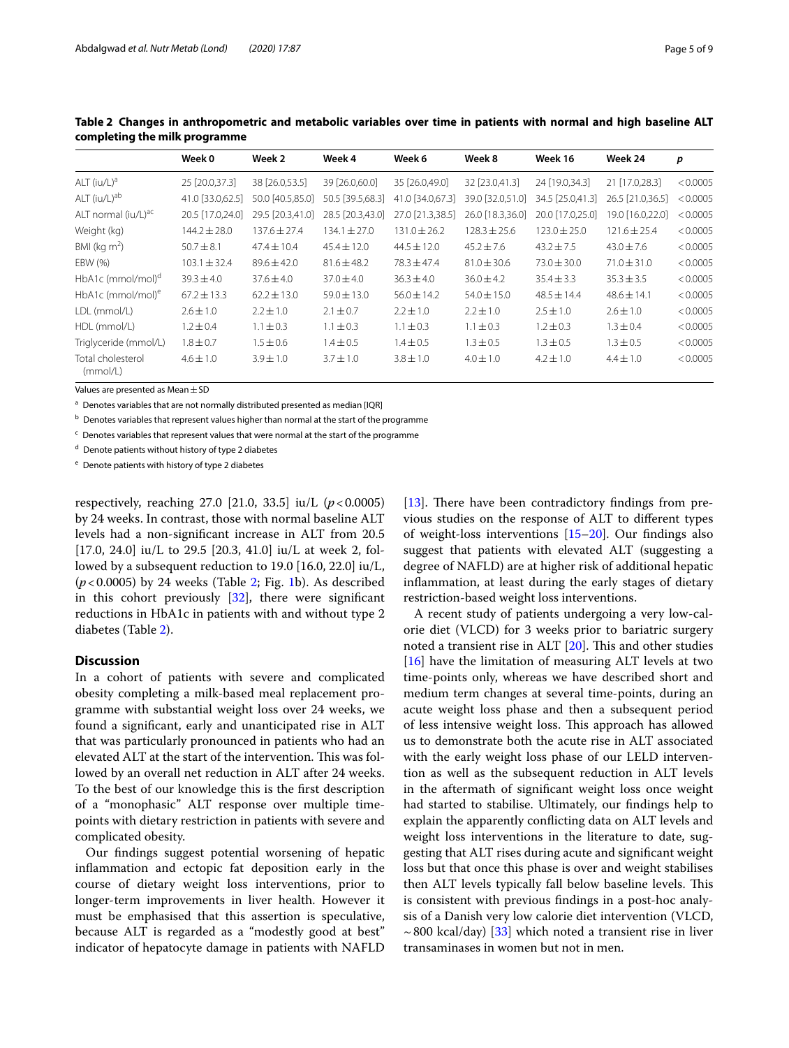**Table 2 Changes in anthropometric and metabolic variables over time in patients with normal and high baseline ALT completing the milk programme**

| | Week 0 | Week 2 | Week 4 | Week 6 | Week 8 | Week 16 | Week 24 | p |
|---|---|---|---|---|---|---|---|---|
| ALT (iu/L)[a] | 25 [20.0,37.3] | 38 [26.0,53.5] | 39 [26.0,60.0] | 35 [26.0,49.0] | 32 [23.0,41.3] | 24 [19.0,34.3] | 21 [17.0,28.3] | < 0.0005 |
| ALT (iu/L)[ab] | 41.0 [33.0,62.5] | 50.0 [40.5,85.0] | 50.5 [39.5,68.3] | 41.0 [34.0,67.3] | 39.0 [32.0,51.0] | 34.5 [25.0,41.3] | 26.5 [21.0,36.5] | < 0.0005 |
| ALT normal (iu/L)[ac] | 20.5 [17.0,24.0] | 29.5 [20.3,41.0] | 28.5 [20.3,43.0] | 27.0 [21.3,38.5] | 26.0 [18.3,36.0] | 20.0 [17.0,25.0] | 19.0 [16.0,22.0] | < 0.0005 |
| Weight (kg) | 144.2 ± 28.0 | 137.6 ± 27.4 | 134.1 ± 27.0 | 131.0 ± 26.2 | 128.3 ± 25.6 | 123.0 ± 25.0 | 121.6 ± 25.4 | < 0.0005 |
| BMI (kg m$^2$) | 50.7 ± 8.1 | 47.4 ± 10.4 | 45.4 ± 12.0 | 44.5 ± 12.0 | 45.2 ± 7.6 | 43.2 ± 7.5 | 43.0 ± 7.6 | < 0.0005 |
| EBW (%) | 103.1 ± 32.4 | 89.6 ± 42.0 | 81.6 ± 48.2 | 78.3 ± 47.4 | 81.0 ± 30.6 | 73.0 ± 30.0 | 71.0 ± 31.0 | < 0.0005 |
| HbA1c (mmol/mol)[d] | 39.3 ± 4.0 | 37.6 ± 4.0 | 37.0 ± 4.0 | 36.3 ± 4.0 | 36.0 ± 4.2 | 35.4 ± 3.3 | 35.3 ± 3.5 | < 0.0005 |
| HbA1c (mmol/mol)[e] | 67.2 ± 13.3 | 62.2 ± 13.0 | 59.0 ± 13.0 | 56.0 ± 14.2 | 54.0 ± 15.0 | 48.5 ± 14.4 | 48.6 ± 14.1 | < 0.0005 |
| LDL (mmol/L) | 2.6 ± 1.0 | 2.2 ± 1.0 | 2.1 ± 0.7 | 2.2 ± 1.0 | 2.2 ± 1.0 | 2.5 ± 1.0 | 2.6 ± 1.0 | < 0.0005 |
| HDL (mmol/L) | 1.2 ± 0.4 | 1.1 ± 0.3 | 1.1 ± 0.3 | 1.1 ± 0.3 | 1.1 ± 0.3 | 1.2 ± 0.3 | 1.3 ± 0.4 | < 0.0005 |
| Triglyceride (mmol/L) | 1.8 ± 0.7 | 1.5 ± 0.6 | 1.4 ± 0.5 | 1.4 ± 0.5 | 1.3 ± 0.5 | 1.3 ± 0.5 | 1.3 ± 0.5 | < 0.0005 |
| Total cholesterol (mmol/L) | 4.6 ± 1.0 | 3.9 ± 1.0 | 3.7 ± 1.0 | 3.8 ± 1.0 | 4.0 ± 1.0 | 4.2 ± 1.0 | 4.4 ± 1.0 | < 0.0005 |

Values are presented as Mean ± SD

[a] Denotes variables that are not normally distributed presented as median [IQR]

[b] Denotes variables that represent values higher than normal at the start of the programme

[c] Denotes variables that represent values that were normal at the start of the programme

[d] Denote patients without history of type 2 diabetes

[e] Denote patients with history of type 2 diabetes

respectively, reaching 27.0 [21.0, 33.5] iu/L ($p < 0.0005$) by 24 weeks. In contrast, those with normal baseline ALT levels had a non-significant increase in ALT from 20.5 [17.0, 24.0] iu/L to 29.5 [20.3, 41.0] iu/L at week 2, followed by a subsequent reduction to 19.0 [16.0, 22.0] iu/L, ($p < 0.0005$) by 24 weeks (Table 2; Fig. 1b). As described in this cohort previously [32], there were significant reductions in HbA1c in patients with and without type 2 diabetes (Table 2).

## Discussion

In a cohort of patients with severe and complicated obesity completing a milk-based meal replacement programme with substantial weight loss over 24 weeks, we found a significant, early and unanticipated rise in ALT that was particularly pronounced in patients who had an elevated ALT at the start of the intervention. This was followed by an overall net reduction in ALT after 24 weeks. To the best of our knowledge this is the first description of a "monophasic" ALT response over multiple time-points with dietary restriction in patients with severe and complicated obesity.

Our findings suggest potential worsening of hepatic inflammation and ectopic fat deposition early in the course of dietary weight loss interventions, prior to longer-term improvements in liver health. However it must be emphasised that this assertion is speculative, because ALT is regarded as a "modestly good at best" indicator of hepatocyte damage in patients with NAFLD [13]. There have been contradictory findings from previous studies on the response of ALT to different types of weight-loss interventions [15–20]. Our findings also suggest that patients with elevated ALT (suggesting a degree of NAFLD) are at higher risk of additional hepatic inflammation, at least during the early stages of dietary restriction-based weight loss interventions.

A recent study of patients undergoing a very low-calorie diet (VLCD) for 3 weeks prior to bariatric surgery noted a transient rise in ALT [20]. This and other studies [16] have the limitation of measuring ALT levels at two time-points only, whereas we have described short and medium term changes at several time-points, during an acute weight loss phase and then a subsequent period of less intensive weight loss. This approach has allowed us to demonstrate both the acute rise in ALT associated with the early weight loss phase of our LELD intervention as well as the subsequent reduction in ALT levels in the aftermath of significant weight loss once weight had started to stabilise. Ultimately, our findings help to explain the apparently conflicting data on ALT levels and weight loss interventions in the literature to date, suggesting that ALT rises during acute and significant weight loss but that once this phase is over and weight stabilises then ALT levels typically fall below baseline levels. This is consistent with previous findings in a post-hoc analysis of a Danish very low calorie diet intervention (VLCD, ~ 800 kcal/day) [33] which noted a transient rise in liver transaminases in women but not in men.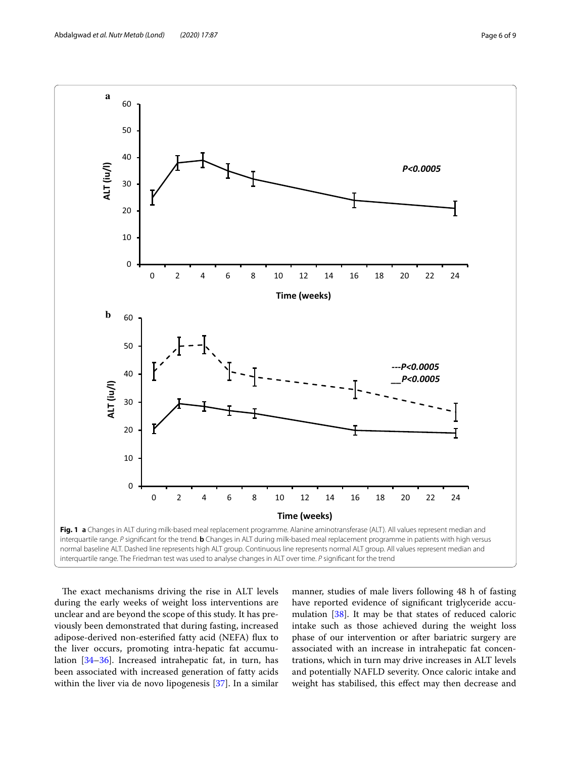**Fig. 1** **a** Changes in ALT during milk-based meal replacement programme. Alanine aminotransferase (ALT). All values represent median and interquartile range. *P* significant for the trend. **b** Changes in ALT during milk-based meal replacement programme in patients with high versus normal baseline ALT. Dashed line represents high ALT group. Continuous line represents normal ALT group. All values represent median and interquartile range. The Friedman test was used to analyse changes in ALT over time. *P* significant for the trend

The exact mechanisms driving the rise in ALT levels during the early weeks of weight loss interventions are unclear and are beyond the scope of this study. It has previously been demonstrated that during fasting, increased adipose-derived non-esterified fatty acid (NEFA) flux to the liver occurs, promoting intra-hepatic fat accumulation [34–36]. Increased intrahepatic fat, in turn, has been associated with increased generation of fatty acids within the liver via de novo lipogenesis [37]. In a similar manner, studies of male livers following 48 h of fasting have reported evidence of significant triglyceride accumulation [38]. It may be that states of reduced caloric intake such as those achieved during the weight loss phase of our intervention or after bariatric surgery are associated with an increase in intrahepatic fat concentrations, which in turn may drive increases in ALT levels and potentially NAFLD severity. Once caloric intake and weight has stabilised, this effect may then decrease and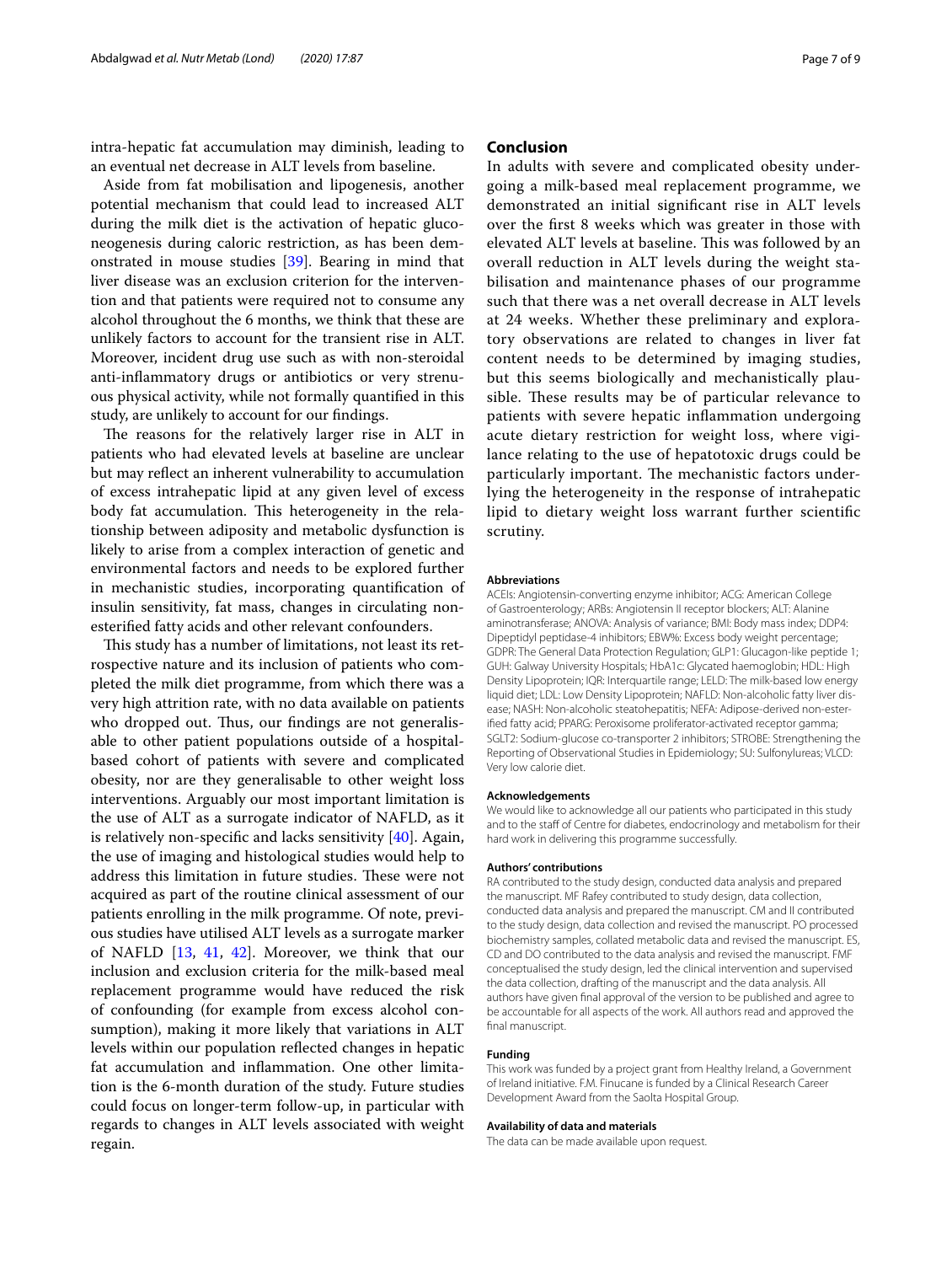intra-hepatic fat accumulation may diminish, leading to an eventual net decrease in ALT levels from baseline.

Aside from fat mobilisation and lipogenesis, another potential mechanism that could lead to increased ALT during the milk diet is the activation of hepatic gluconeogenesis during caloric restriction, as has been demonstrated in mouse studies [39]. Bearing in mind that liver disease was an exclusion criterion for the intervention and that patients were required not to consume any alcohol throughout the 6 months, we think that these are unlikely factors to account for the transient rise in ALT. Moreover, incident drug use such as with non-steroidal anti-inflammatory drugs or antibiotics or very strenuous physical activity, while not formally quantified in this study, are unlikely to account for our findings.

The reasons for the relatively larger rise in ALT in patients who had elevated levels at baseline are unclear but may reflect an inherent vulnerability to accumulation of excess intrahepatic lipid at any given level of excess body fat accumulation. This heterogeneity in the relationship between adiposity and metabolic dysfunction is likely to arise from a complex interaction of genetic and environmental factors and needs to be explored further in mechanistic studies, incorporating quantification of insulin sensitivity, fat mass, changes in circulating non-esterified fatty acids and other relevant confounders.

This study has a number of limitations, not least its retrospective nature and its inclusion of patients who completed the milk diet programme, from which there was a very high attrition rate, with no data available on patients who dropped out. Thus, our findings are not generalisable to other patient populations outside of a hospital-based cohort of patients with severe and complicated obesity, nor are they generalisable to other weight loss interventions. Arguably our most important limitation is the use of ALT as a surrogate indicator of NAFLD, as it is relatively non-specific and lacks sensitivity [40]. Again, the use of imaging and histological studies would help to address this limitation in future studies. These were not acquired as part of the routine clinical assessment of our patients enrolling in the milk programme. Of note, previous studies have utilised ALT levels as a surrogate marker of NAFLD [13, 41, 42]. Moreover, we think that our inclusion and exclusion criteria for the milk-based meal replacement programme would have reduced the risk of confounding (for example from excess alcohol consumption), making it more likely that variations in ALT levels within our population reflected changes in hepatic fat accumulation and inflammation. One other limitation is the 6-month duration of the study. Future studies could focus on longer-term follow-up, in particular with regards to changes in ALT levels associated with weight regain.

## Conclusion

In adults with severe and complicated obesity undergoing a milk-based meal replacement programme, we demonstrated an initial significant rise in ALT levels over the first 8 weeks which was greater in those with elevated ALT levels at baseline. This was followed by an overall reduction in ALT levels during the weight stabilisation and maintenance phases of our programme such that there was a net overall decrease in ALT levels at 24 weeks. Whether these preliminary and exploratory observations are related to changes in liver fat content needs to be determined by imaging studies, but this seems biologically and mechanistically plausible. These results may be of particular relevance to patients with severe hepatic inflammation undergoing acute dietary restriction for weight loss, where vigilance relating to the use of hepatotoxic drugs could be particularly important. The mechanistic factors underlying the heterogeneity in the response of intrahepatic lipid to dietary weight loss warrant further scientific scrutiny.

#### Abbreviations

ACEIs: Angiotensin-converting enzyme inhibitor; ACG: American College of Gastroenterology; ARBs: Angiotensin II receptor blockers; ALT: Alanine aminotransferase; ANOVA: Analysis of variance; BMI: Body mass index; DDP4: Dipeptidyl peptidase-4 inhibitors; EBW%: Excess body weight percentage; GDPR: The General Data Protection Regulation; GLP1: Glucagon-like peptide 1; GUH: Galway University Hospitals; HbA1c: Glycated haemoglobin; HDL: High Density Lipoprotein; IQR: Interquartile range; LELD: The milk-based low energy liquid diet; LDL: Low Density Lipoprotein; NAFLD: Non-alcoholic fatty liver disease; NASH: Non-alcoholic steatohepatitis; NEFA: Adipose-derived non-esterified fatty acid; PPARG: Peroxisome proliferator-activated receptor gamma; SGLT2: Sodium-glucose co-transporter 2 inhibitors; STROBE: Strengthening the Reporting of Observational Studies in Epidemiology; SU: Sulfonylureas; VLCD: Very low calorie diet.

#### Acknowledgements

We would like to acknowledge all our patients who participated in this study and to the staff of Centre for diabetes, endocrinology and metabolism for their hard work in delivering this programme successfully.

#### Authors' contributions

RA contributed to the study design, conducted data analysis and prepared the manuscript. MF Rafey contributed to study design, data collection, conducted data analysis and prepared the manuscript. CM and II contributed to the study design, data collection and revised the manuscript. PO processed biochemistry samples, collated metabolic data and revised the manuscript. ES, CD and DO contributed to the data analysis and revised the manuscript. FMF conceptualised the study design, led the clinical intervention and supervised the data collection, drafting of the manuscript and the data analysis. All authors have given final approval of the version to be published and agree to be accountable for all aspects of the work. All authors read and approved the final manuscript.

#### Funding

This work was funded by a project grant from Healthy Ireland, a Government of Ireland initiative. F.M. Finucane is funded by a Clinical Research Career Development Award from the Saolta Hospital Group.

#### Availability of data and materials

The data can be made available upon request.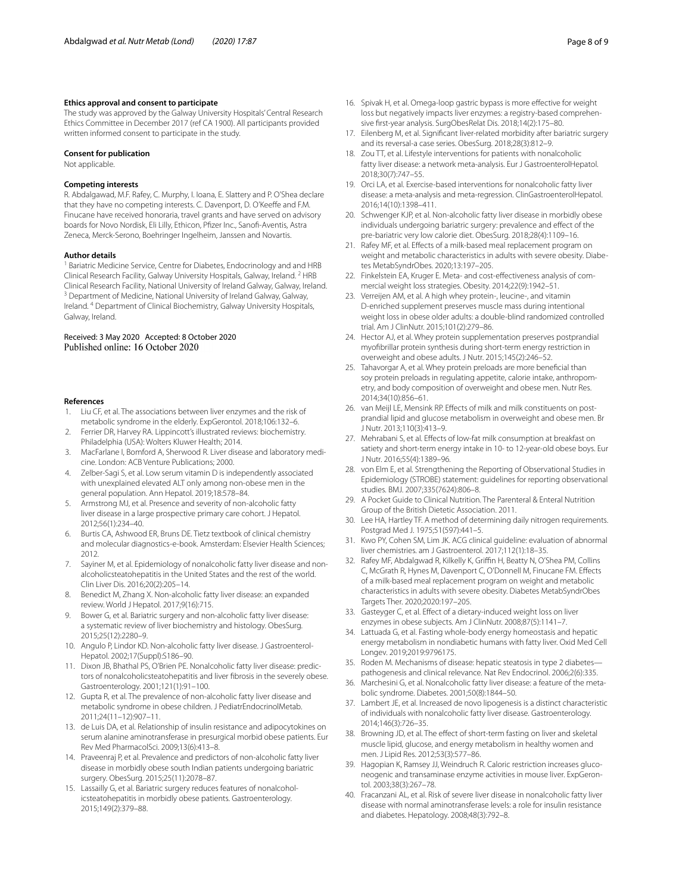#### Ethics approval and consent to participate

The study was approved by the Galway University Hospitals' Central Research Ethics Committee in December 2017 (ref CA 1900). All participants provided written informed consent to participate in the study.

#### Consent for publication

Not applicable.

#### Competing interests

R. Abdalgawad, M.F. Rafey, C. Murphy, I. Ioana, E. Slattery and P. O'Shea declare that they have no competing interests. C. Davenport, D. O'Keeffe and F.M. Finucane have received honoraria, travel grants and have served on advisory boards for Novo Nordisk, Eli Lilly, Ethicon, Pfizer Inc., Sanofi-Aventis, Astra Zeneca, Merck-Serono, Boehringer Ingelheim, Janssen and Novartis.

#### Author details

[1] Bariatric Medicine Service, Centre for Diabetes, Endocrinology and and HRB Clinical Research Facility, Galway University Hospitals, Galway, Ireland. [2] HRB Clinical Research Facility, National University of Ireland Galway, Galway, Ireland. [3] Department of Medicine, National University of Ireland Galway, Galway, Ireland. [4] Department of Clinical Biochemistry, Galway University Hospitals, Galway, Ireland.

Received: 3 May 2020 Accepted: 8 October 2020
Published online: 16 October 2020

#### References

1. Liu CF, et al. The associations between liver enzymes and the risk of metabolic syndrome in the elderly. ExpGerontol. 2018;106:132–6.
2. Ferrier DR, Harvey RA. Lippincott's illustrated reviews: biochemistry. Philadelphia (USA): Wolters Kluwer Health; 2014.
3. MacFarlane I, Bomford A, Sherwood R. Liver disease and laboratory medicine. London: ACB Venture Publications; 2000.
4. Zelber-Sagi S, et al. Low serum vitamin D is independently associated with unexplained elevated ALT only among non-obese men in the general population. Ann Hepatol. 2019;18:578–84.
5. Armstrong MJ, et al. Presence and severity of non-alcoholic fatty liver disease in a large prospective primary care cohort. J Hepatol. 2012;56(1):234–40.
6. Burtis CA, Ashwood ER, Bruns DE. Tietz textbook of clinical chemistry and molecular diagnostics-e-book. Amsterdam: Elsevier Health Sciences; 2012.
7. Sayiner M, et al. Epidemiology of nonalcoholic fatty liver disease and nonalcoholicsteatohepatitis in the United States and the rest of the world. Clin Liver Dis. 2016;20(2):205–14.
8. Benedict M, Zhang X. Non-alcoholic fatty liver disease: an expanded review. World J Hepatol. 2017;9(16):715.
9. Bower G, et al. Bariatric surgery and non-alcoholic fatty liver disease: a systematic review of liver biochemistry and histology. ObesSurg. 2015;25(12):2280–9.
10. Angulo P, Lindor KD. Non-alcoholic fatty liver disease. J Gastroenterol-Hepatol. 2002;17(Suppl):S186–90.
11. Dixon JB, Bhathal PS, O'Brien PE. Nonalcoholic fatty liver disease: predictors of nonalcoholicsteatohepatitis and liver fibrosis in the severely obese. Gastroenterology. 2001;121(1):91–100.
12. Gupta R, et al. The prevalence of non-alcoholic fatty liver disease and metabolic syndrome in obese children. J PediatrEndocrinolMetab. 2011;24(11–12):907–11.
13. de Luis DA, et al. Relationship of insulin resistance and adipocytokines on serum alanine aminotransferase in presurgical morbid obese patients. Eur Rev Med PharmacolSci. 2009;13(6):413–8.
14. Praveenraj P, et al. Prevalence and predictors of non-alcoholic fatty liver disease in morbidly obese south Indian patients undergoing bariatric surgery. ObesSurg. 2015;25(11):2078–87.
15. Lassailly G, et al. Bariatric surgery reduces features of nonalcoholicsteatohepatitis in morbidly obese patients. Gastroenterology. 2015;149(2):379–88.
16. Spivak H, et al. Omega-loop gastric bypass is more effective for weight loss but negatively impacts liver enzymes: a registry-based comprehensive first-year analysis. SurgObesRelat Dis. 2018;14(2):175–80.
17. Eilenberg M, et al. Significant liver-related morbidity after bariatric surgery and its reversal-a case series. ObesSurg. 2018;28(3):812–9.
18. Zou TT, et al. Lifestyle interventions for patients with nonalcoholic fatty liver disease: a network meta-analysis. Eur J GastroenterolHepatol. 2018;30(7):747–55.
19. Orci LA, et al. Exercise-based interventions for nonalcoholic fatty liver disease: a meta-analysis and meta-regression. ClinGastroenterolHepatol. 2016;14(10):1398–411.
20. Schwenger KJP, et al. Non-alcoholic fatty liver disease in morbidly obese individuals undergoing bariatric surgery: prevalence and effect of the pre-bariatric very low calorie diet. ObesSurg. 2018;28(4):1109–16.
21. Rafey MF, et al. Effects of a milk-based meal replacement program on weight and metabolic characteristics in adults with severe obesity. Diabetes MetabSyndrObes. 2020;13:197–205.
22. Finkelstein EA, Kruger E. Meta- and cost-effectiveness analysis of commercial weight loss strategies. Obesity. 2014;22(9):1942–51.
23. Verreijen AM, et al. A high whey protein-, leucine-, and vitamin D-enriched supplement preserves muscle mass during intentional weight loss in obese older adults: a double-blind randomized controlled trial. Am J ClinNutr. 2015;101(2):279–86.
24. Hector AJ, et al. Whey protein supplementation preserves postprandial myofibrillar protein synthesis during short-term energy restriction in overweight and obese adults. J Nutr. 2015;145(2):246–52.
25. Tahavorgar A, et al. Whey protein preloads are more beneficial than soy protein preloads in regulating appetite, calorie intake, anthropometry, and body composition of overweight and obese men. Nutr Res. 2014;34(10):856–61.
26. van Meijl LE, Mensink RP. Effects of milk and milk constituents on postprandial lipid and glucose metabolism in overweight and obese men. Br J Nutr. 2013;110(3):413–9.
27. Mehrabani S, et al. Effects of low-fat milk consumption at breakfast on satiety and short-term energy intake in 10- to 12-year-old obese boys. Eur J Nutr. 2016;55(4):1389–96.
28. von Elm E, et al. Strengthening the Reporting of Observational Studies in Epidemiology (STROBE) statement: guidelines for reporting observational studies. BMJ. 2007;335(7624):806–8.
29. A Pocket Guide to Clinical Nutrition. The Parenteral & Enteral Nutrition Group of the British Dietetic Association. 2011.
30. Lee HA, Hartley TF. A method of determining daily nitrogen requirements. Postgrad Med J. 1975;51(597):441–5.
31. Kwo PY, Cohen SM, Lim JK. ACG clinical guideline: evaluation of abnormal liver chemistries. am J Gastroenterol. 2017;112(1):18–35.
32. Rafey MF, Abdalgwad R, Kilkelly K, Griffin H, Beatty N, O'Shea PM, Collins C, McGrath R, Hynes M, Davenport C, O'Donnell M, Finucane FM. Effects of a milk-based meal replacement program on weight and metabolic characteristics in adults with severe obesity. Diabetes MetabSyndrObes Targets Ther. 2020;2020:197–205.
33. Gasteyger C, et al. Effect of a dietary-induced weight loss on liver enzymes in obese subjects. Am J ClinNutr. 2008;87(5):1141–7.
34. Lattuada G, et al. Fasting whole-body energy homeostasis and hepatic energy metabolism in nondiabetic humans with fatty liver. Oxid Med Cell Longev. 2019;2019:9796175.
35. Roden M. Mechanisms of disease: hepatic steatosis in type 2 diabetes—pathogenesis and clinical relevance. Nat Rev Endocrinol. 2006;2(6):335.
36. Marchesini G, et al. Nonalcoholic fatty liver disease: a feature of the metabolic syndrome. Diabetes. 2001;50(8):1844–50.
37. Lambert JE, et al. Increased de novo lipogenesis is a distinct characteristic of individuals with nonalcoholic fatty liver disease. Gastroenterology. 2014;146(3):726–35.
38. Browning JD, et al. The effect of short-term fasting on liver and skeletal muscle lipid, glucose, and energy metabolism in healthy women and men. J Lipid Res. 2012;53(3):577–86.
39. Hagopian K, Ramsey JJ, Weindruch R. Caloric restriction increases gluconeogenic and transaminase enzyme activities in mouse liver. ExpGerontol. 2003;38(3):267–78.
40. Fracanzani AL, et al. Risk of severe liver disease in nonalcoholic fatty liver disease with normal aminotransferase levels: a role for insulin resistance and diabetes. Hepatology. 2008;48(3):792–8.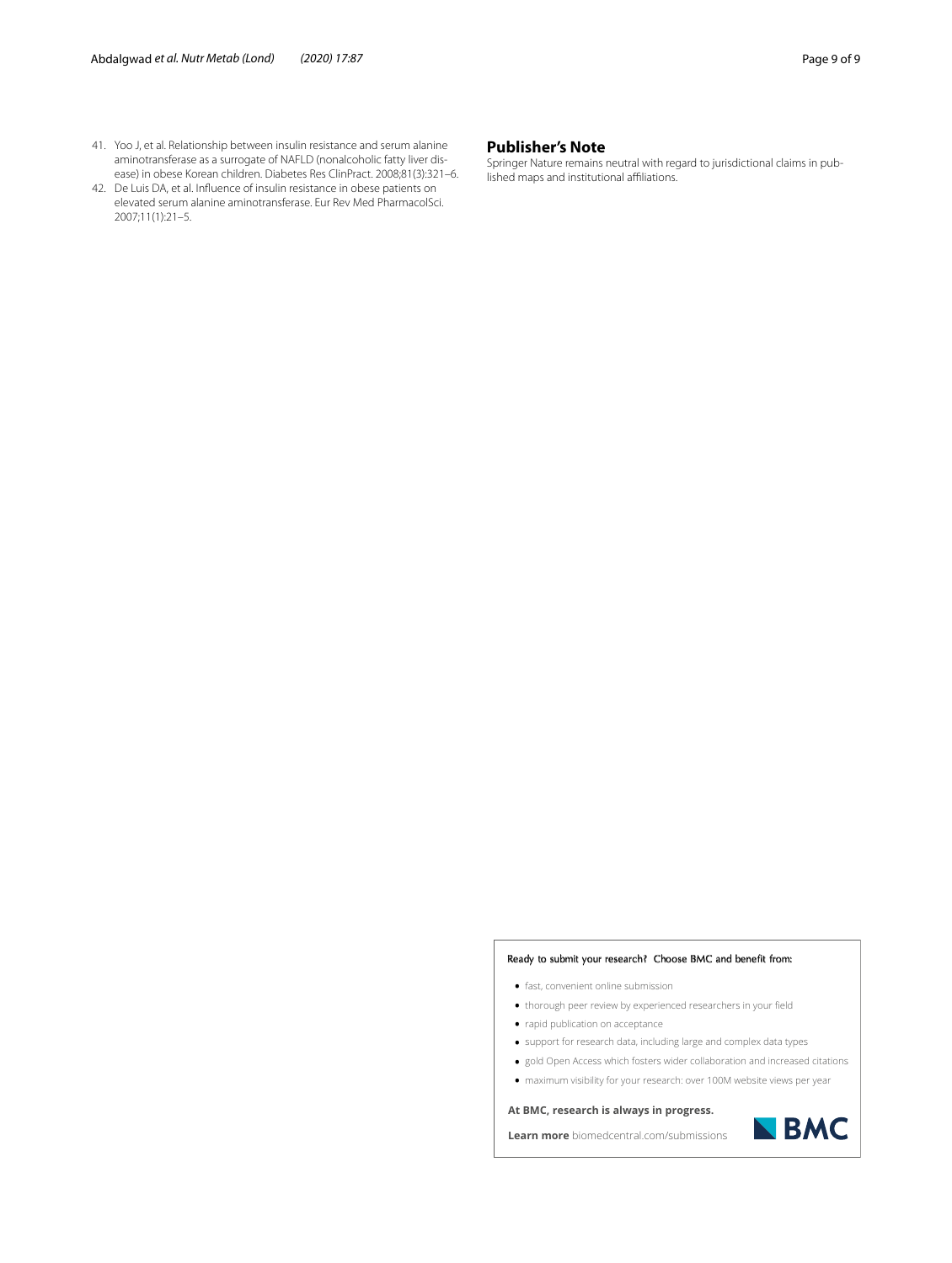41. Yoo J, et al. Relationship between insulin resistance and serum alanine aminotransferase as a surrogate of NAFLD (nonalcoholic fatty liver disease) in obese Korean children. Diabetes Res ClinPract. 2008;81(3):321–6.
42. De Luis DA, et al. Influence of insulin resistance in obese patients on elevated serum alanine aminotransferase. Eur Rev Med PharmacolSci. 2007;11(1):21–5.

## Publisher's Note

Springer Nature remains neutral with regard to jurisdictional claims in published maps and institutional affiliations.

Ready to submit your research? Choose BMC and benefit from:

- fast, convenient online submission
- thorough peer review by experienced researchers in your field
- rapid publication on acceptance
- support for research data, including large and complex data types
- gold Open Access which fosters wider collaboration and increased citations
- maximum visibility for your research: over 100M website views per year

**At BMC, research is always in progress.**

**Learn more** biomedcentral.com/submissions

BMC